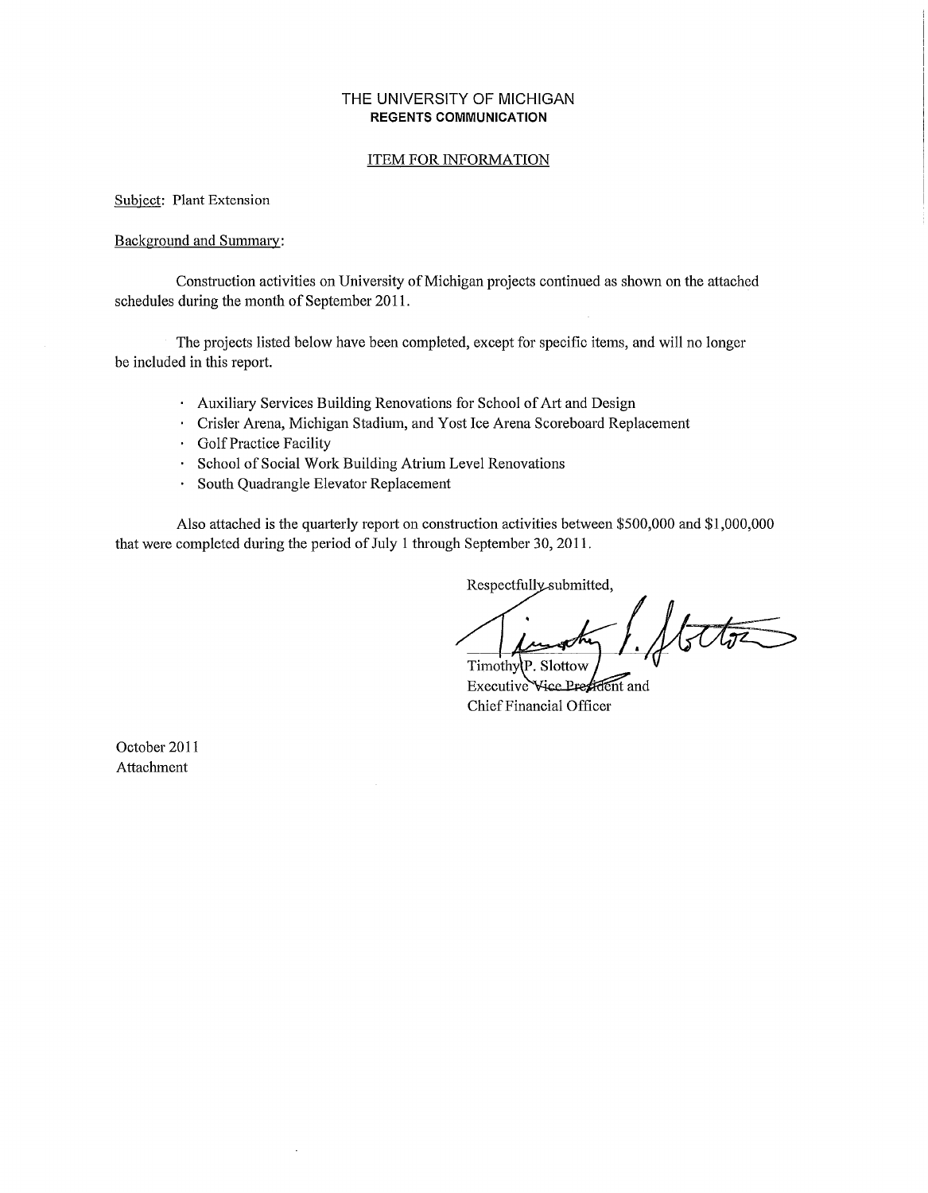# THE UNIVERSITY OF MICHIGAN
**REGENTS COMMUNICATION**

ITEM FOR INFORMATION

Subject: Plant Extension

Background and Summary:

Construction activities on University of Michigan projects continued as shown on the attached schedules during the month of September 2011.

The projects listed below have been completed, except for specific items, and will no longer be included in this report.

- Auxiliary Services Building Renovations for School of Art and Design
- Crisler Arena, Michigan Stadium, and Yost Ice Arena Scoreboard Replacement
- Golf Practice Facility
- School of Social Work Building Atrium Level Renovations
- South Quadrangle Elevator Replacement

Also attached is the quarterly report on construction activities between $500,000 and $1,000,000 that were completed during the period of July 1 through September 30, 2011.

Respectfully submitted,

Timothy P. Slottow
Executive Vice President and
Chief Financial Officer

October 2011
Attachment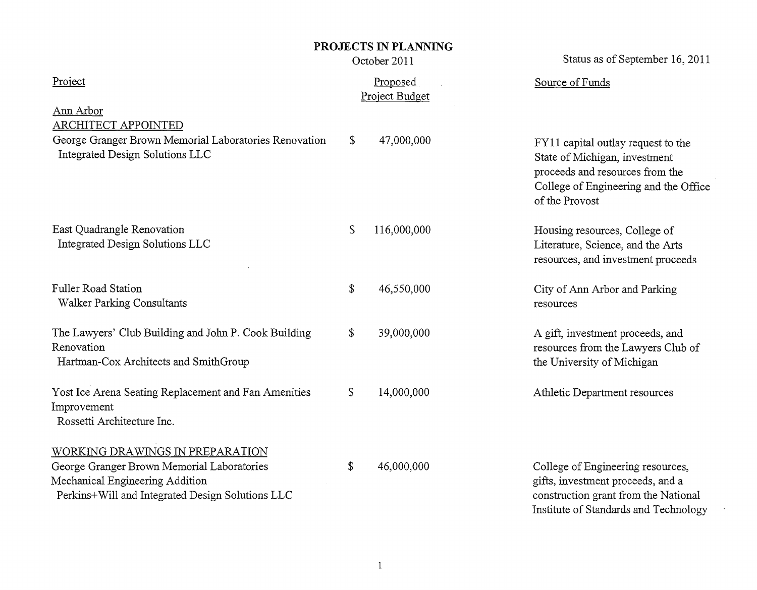# PROJECTS IN PLANNING

October 2011

Status as of September 16, 2011

| Project | Proposed Project Budget | Source of Funds |
|---|---|---|
| Ann Arbor | | |
| ARCHITECT APPOINTED | | |
| George Granger Brown Memorial Laboratories Renovation<br>Integrated Design Solutions LLC | $ 47,000,000 | FY11 capital outlay request to the State of Michigan, investment proceeds and resources from the College of Engineering and the Office of the Provost |
| East Quadrangle Renovation<br>Integrated Design Solutions LLC | $ 116,000,000 | Housing resources, College of Literature, Science, and the Arts resources, and investment proceeds |
| Fuller Road Station<br>Walker Parking Consultants | $ 46,550,000 | City of Ann Arbor and Parking resources |
| The Lawyers' Club Building and John P. Cook Building Renovation<br>Hartman-Cox Architects and SmithGroup | $ 39,000,000 | A gift, investment proceeds, and resources from the Lawyers Club of the University of Michigan |
| Yost Ice Arena Seating Replacement and Fan Amenities Improvement<br>Rossetti Architecture Inc. | $ 14,000,000 | Athletic Department resources |
| WORKING DRAWINGS IN PREPARATION | | |
| George Granger Brown Memorial Laboratories Mechanical Engineering Addition<br>Perkins+Will and Integrated Design Solutions LLC | $ 46,000,000 | College of Engineering resources, gifts, investment proceeds, and a construction grant from the National Institute of Standards and Technology |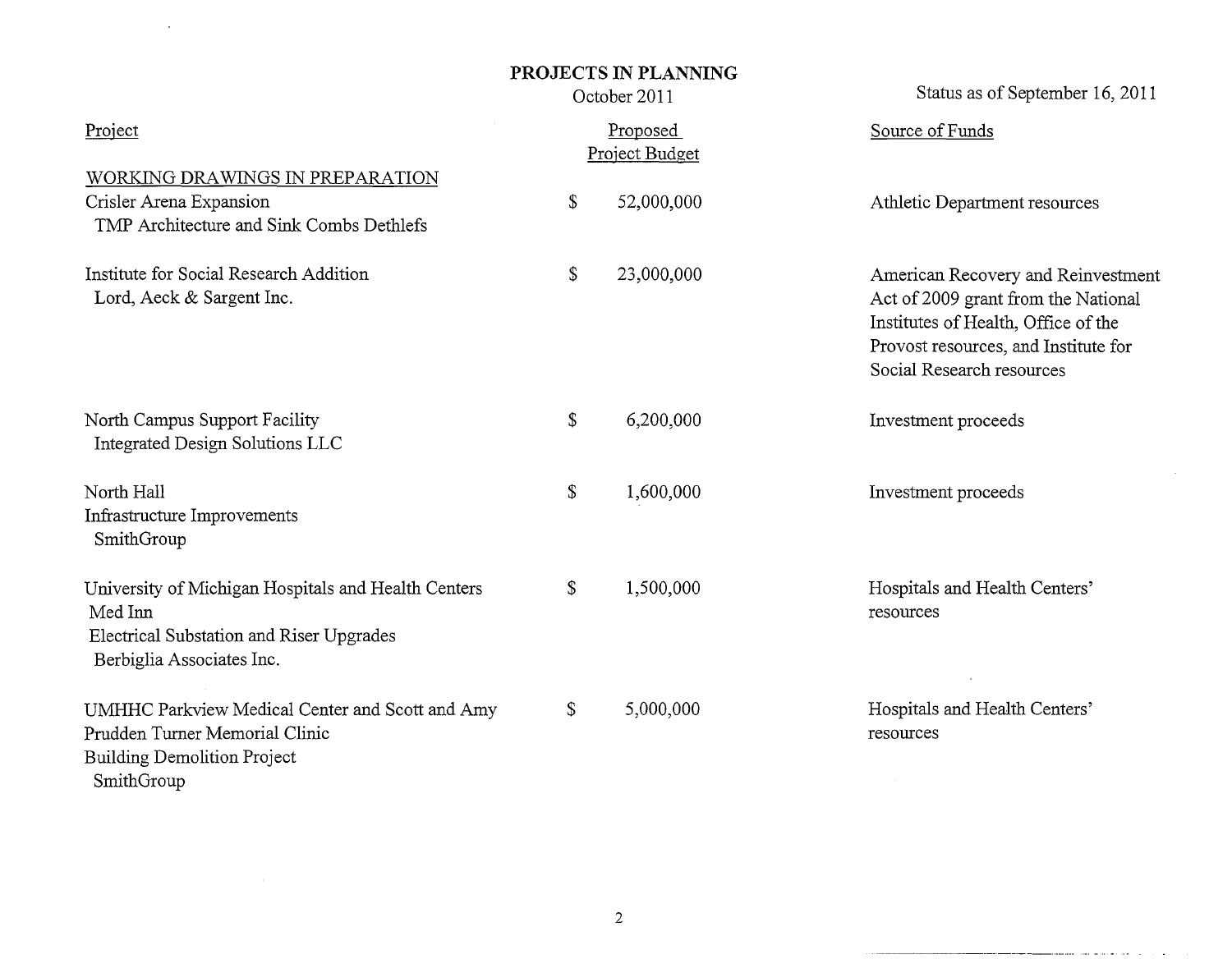# PROJECTS IN PLANNING

October 2011

Status as of September 16, 2011

| Project | Proposed Project Budget | Source of Funds |
|---|---|---|
| **WORKING DRAWINGS IN PREPARATION** | | |
| Crisler Arena Expansion<br>TMP Architecture and Sink Combs Dethlefs | $ 52,000,000 | Athletic Department resources |
| Institute for Social Research Addition<br>Lord, Aeck & Sargent Inc. | $ 23,000,000 | American Recovery and Reinvestment Act of 2009 grant from the National Institutes of Health, Office of the Provost resources, and Institute for Social Research resources |
| North Campus Support Facility<br>Integrated Design Solutions LLC | $ 6,200,000 | Investment proceeds |
| North Hall<br>Infrastructure Improvements<br>SmithGroup | $ 1,600,000 | Investment proceeds |
| University of Michigan Hospitals and Health Centers<br>Med Inn<br>Electrical Substation and Riser Upgrades<br>Berbiglia Associates Inc. | $ 1,500,000 | Hospitals and Health Centers' resources |
| UMHHC Parkview Medical Center and Scott and Amy Prudden Turner Memorial Clinic<br>Building Demolition Project<br>SmithGroup | $ 5,000,000 | Hospitals and Health Centers' resources |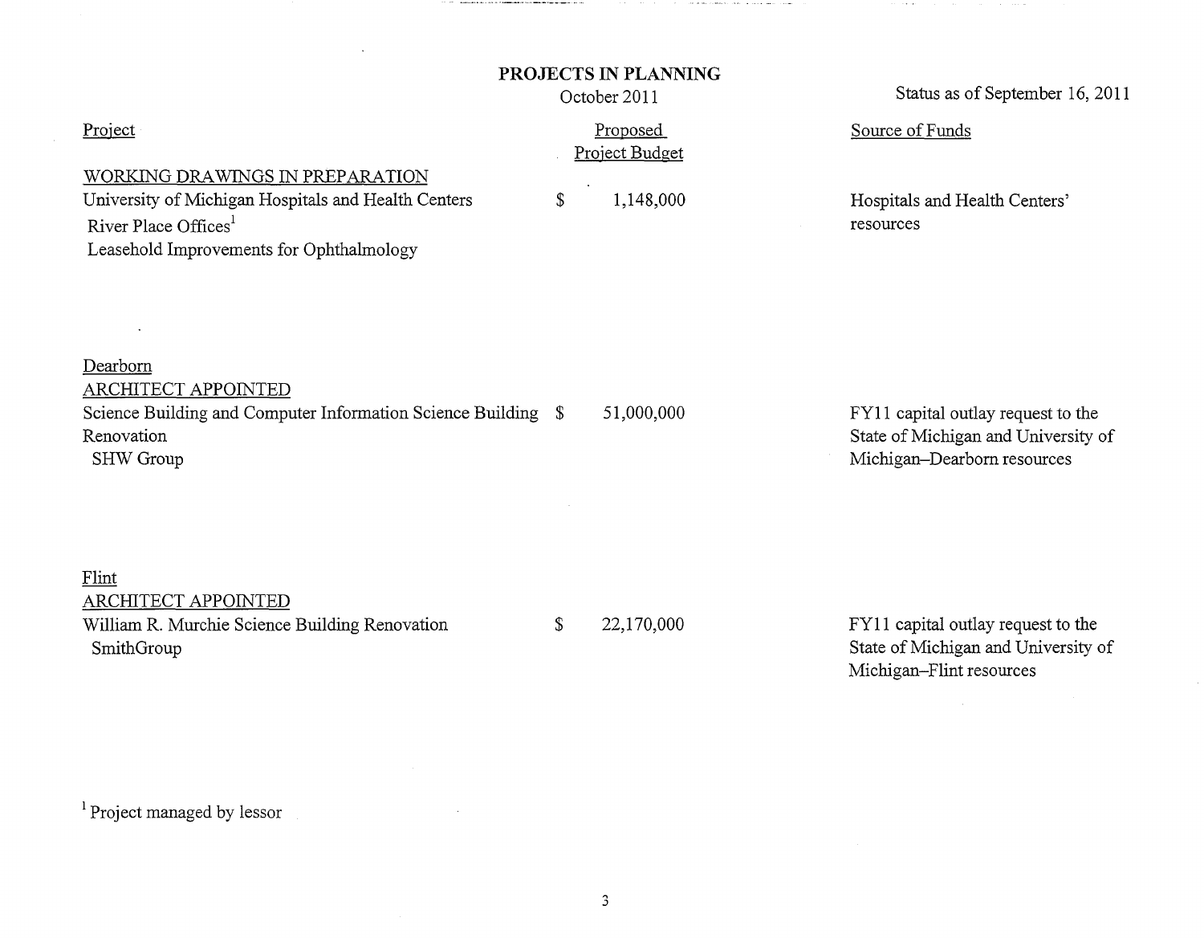# PROJECTS IN PLANNING

October 2011

Status as of September 16, 2011

| Project | Proposed Project Budget | Source of Funds |
|---|---|---|
| WORKING DRAWINGS IN PREPARATION | | |
| University of Michigan Hospitals and Health Centers River Place Offices[1] Leasehold Improvements for Ophthalmology | $ 1,148,000 | Hospitals and Health Centers' resources |
| **Dearborn** | | |
| ARCHITECT APPOINTED | | |
| Science Building and Computer Information Science Building Renovation SHW Group | $ 51,000,000 | FY11 capital outlay request to the State of Michigan and University of Michigan–Dearborn resources |
| **Flint** | | |
| ARCHITECT APPOINTED | | |
| William R. Murchie Science Building Renovation SmithGroup | $ 22,170,000 | FY11 capital outlay request to the State of Michigan and University of Michigan–Flint resources |

[1] Project managed by lessor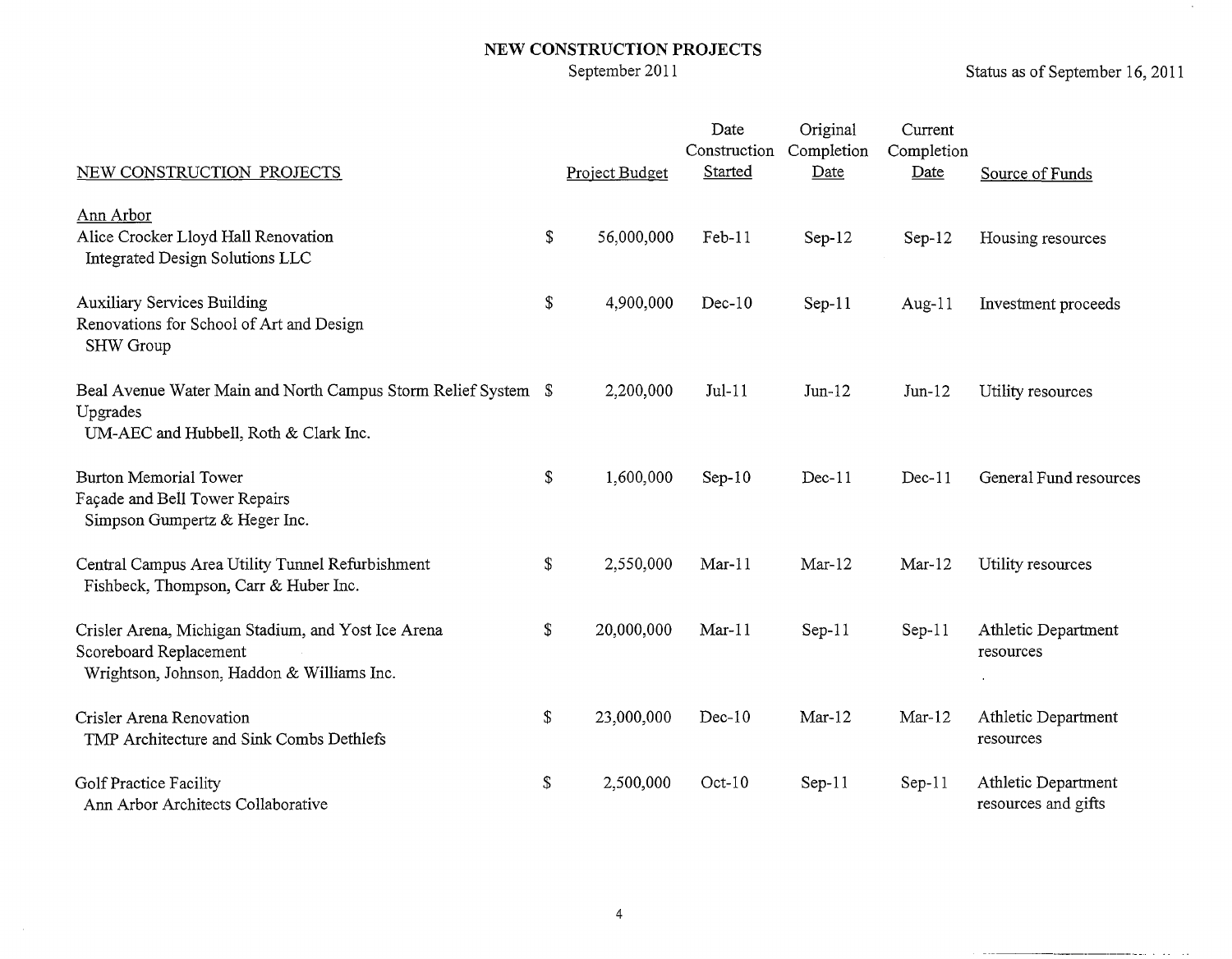# NEW CONSTRUCTION PROJECTS

September 2011

Status as of September 16, 2011

| NEW CONSTRUCTION PROJECTS | Project Budget | Date Construction Started | Original Completion Date | Current Completion Date | Source of Funds |
|---|---|---|---|---|---|
| Ann Arbor | | | | | |
| Alice Crocker Lloyd Hall Renovation<br>Integrated Design Solutions LLC | $ 56,000,000 | Feb-11 | Sep-12 | Sep-12 | Housing resources |
| Auxiliary Services Building<br>Renovations for School of Art and Design<br>SHW Group | $ 4,900,000 | Dec-10 | Sep-11 | Aug-11 | Investment proceeds |
| Beal Avenue Water Main and North Campus Storm Relief System Upgrades<br>UM-AEC and Hubbell, Roth & Clark Inc. | $ 2,200,000 | Jul-11 | Jun-12 | Jun-12 | Utility resources |
| Burton Memorial Tower<br>Façade and Bell Tower Repairs<br>Simpson Gumpertz & Heger Inc. | $ 1,600,000 | Sep-10 | Dec-11 | Dec-11 | General Fund resources |
| Central Campus Area Utility Tunnel Refurbishment<br>Fishbeck, Thompson, Carr & Huber Inc. | $ 2,550,000 | Mar-11 | Mar-12 | Mar-12 | Utility resources |
| Crisler Arena, Michigan Stadium, and Yost Ice Arena Scoreboard Replacement<br>Wrightson, Johnson, Haddon & Williams Inc. | $ 20,000,000 | Mar-11 | Sep-11 | Sep-11 | Athletic Department resources |
| Crisler Arena Renovation<br>TMP Architecture and Sink Combs Dethlefs | $ 23,000,000 | Dec-10 | Mar-12 | Mar-12 | Athletic Department resources |
| Golf Practice Facility<br>Ann Arbor Architects Collaborative | $ 2,500,000 | Oct-10 | Sep-11 | Sep-11 | Athletic Department resources and gifts |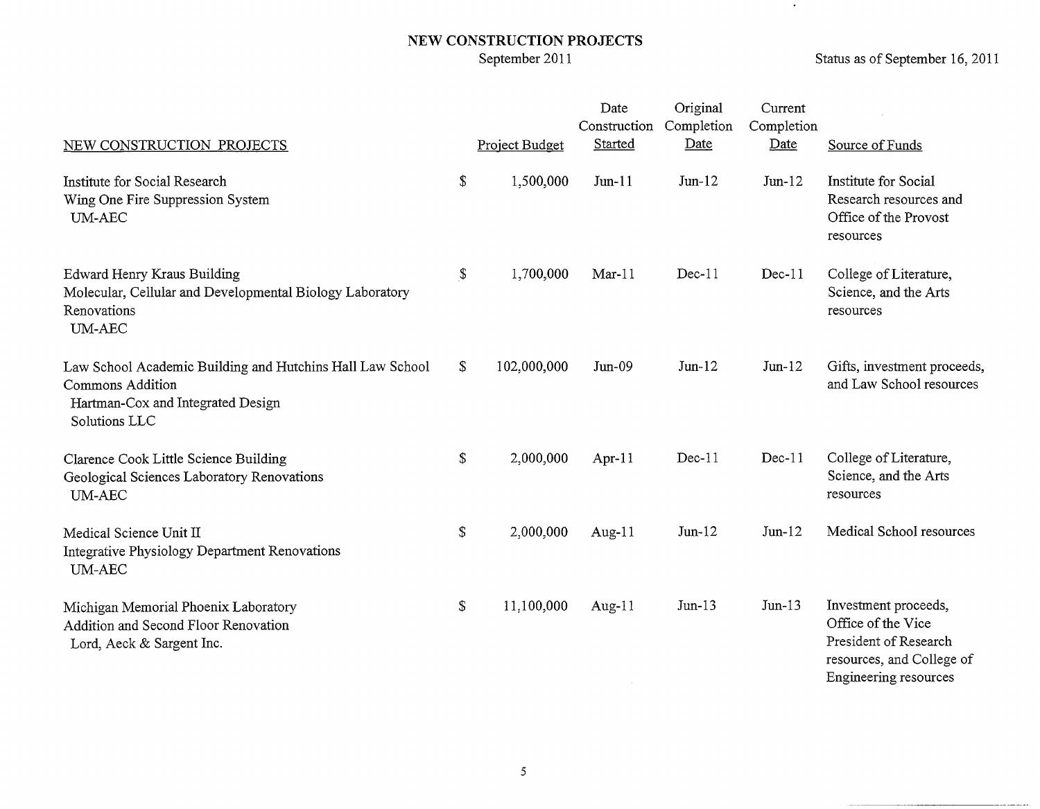# NEW CONSTRUCTION PROJECTS

September 2011

Status as of September 16, 2011

| NEW CONSTRUCTION PROJECTS | Project Budget | Date Construction Started | Original Completion Date | Current Completion Date | Source of Funds |
|---|---|---|---|---|---|
| Institute for Social Research<br>Wing One Fire Suppression System<br>UM-AEC | $ 1,500,000 | Jun-11 | Jun-12 | Jun-12 | Institute for Social Research resources and Office of the Provost resources |
| Edward Henry Kraus Building<br>Molecular, Cellular and Developmental Biology Laboratory Renovations<br>UM-AEC | $ 1,700,000 | Mar-11 | Dec-11 | Dec-11 | College of Literature, Science, and the Arts resources |
| Law School Academic Building and Hutchins Hall Law School Commons Addition<br>Hartman-Cox and Integrated Design Solutions LLC | $ 102,000,000 | Jun-09 | Jun-12 | Jun-12 | Gifts, investment proceeds, and Law School resources |
| Clarence Cook Little Science Building<br>Geological Sciences Laboratory Renovations<br>UM-AEC | $ 2,000,000 | Apr-11 | Dec-11 | Dec-11 | College of Literature, Science, and the Arts resources |
| Medical Science Unit II<br>Integrative Physiology Department Renovations<br>UM-AEC | $ 2,000,000 | Aug-11 | Jun-12 | Jun-12 | Medical School resources |
| Michigan Memorial Phoenix Laboratory<br>Addition and Second Floor Renovation<br>Lord, Aeck & Sargent Inc. | $ 11,100,000 | Aug-11 | Jun-13 | Jun-13 | Investment proceeds, Office of the Vice President of Research resources, and College of Engineering resources |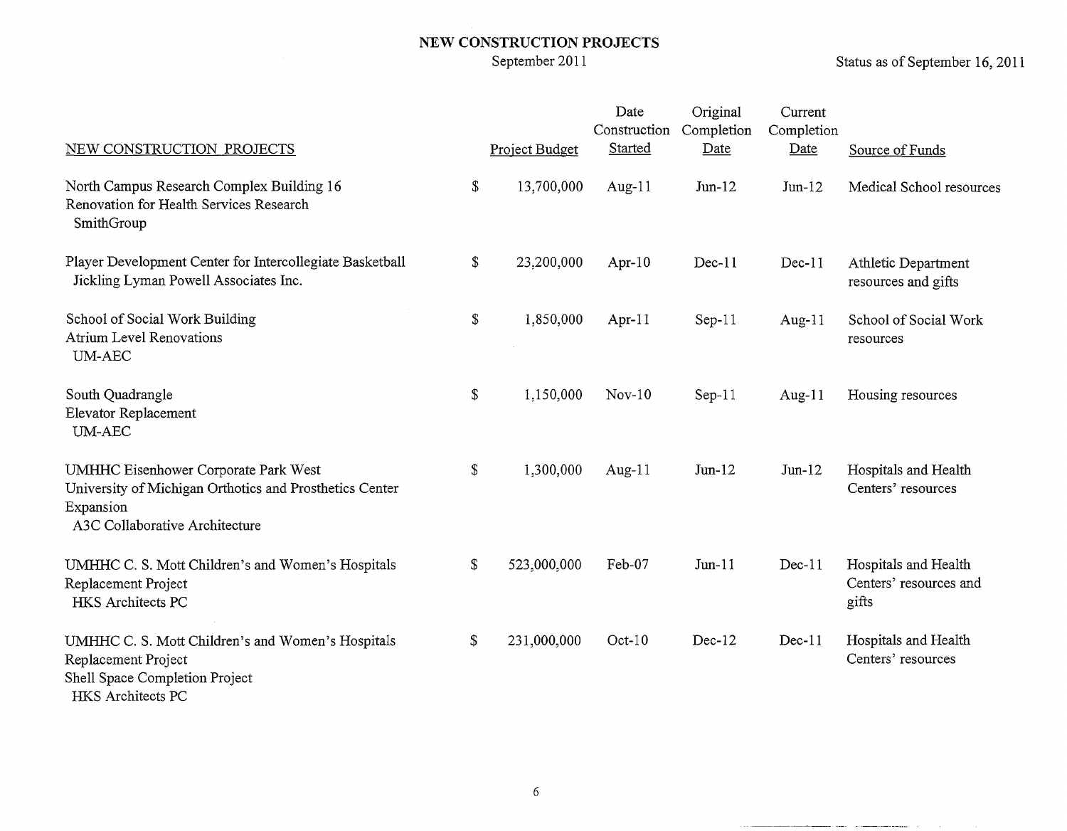# NEW CONSTRUCTION PROJECTS

September 2011

Status as of September 16, 2011

| NEW CONSTRUCTION PROJECTS | Project Budget | Date Construction Started | Original Completion Date | Current Completion Date | Source of Funds |
|---|---|---|---|---|---|
| North Campus Research Complex Building 16<br>Renovation for Health Services Research<br>SmithGroup | $ 13,700,000 | Aug-11 | Jun-12 | Jun-12 | Medical School resources |
| Player Development Center for Intercollegiate Basketball<br>Jickling Lyman Powell Associates Inc. | $ 23,200,000 | Apr-10 | Dec-11 | Dec-11 | Athletic Department resources and gifts |
| School of Social Work Building<br>Atrium Level Renovations<br>UM-AEC | $ 1,850,000 | Apr-11 | Sep-11 | Aug-11 | School of Social Work resources |
| South Quadrangle<br>Elevator Replacement<br>UM-AEC | $ 1,150,000 | Nov-10 | Sep-11 | Aug-11 | Housing resources |
| UMHHC Eisenhower Corporate Park West<br>University of Michigan Orthotics and Prosthetics Center Expansion<br>A3C Collaborative Architecture | $ 1,300,000 | Aug-11 | Jun-12 | Jun-12 | Hospitals and Health Centers' resources |
| UMHHC C. S. Mott Children's and Women's Hospitals<br>Replacement Project<br>HKS Architects PC | $ 523,000,000 | Feb-07 | Jun-11 | Dec-11 | Hospitals and Health Centers' resources and gifts |
| UMHHC C. S. Mott Children's and Women's Hospitals<br>Replacement Project<br>Shell Space Completion Project<br>HKS Architects PC | $ 231,000,000 | Oct-10 | Dec-12 | Dec-11 | Hospitals and Health Centers' resources |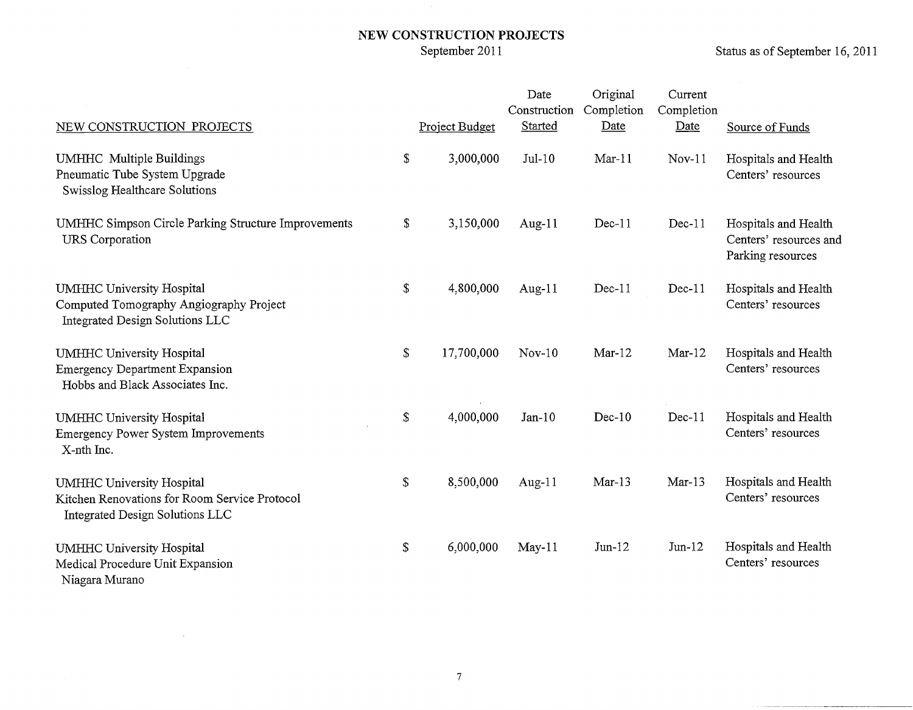# NEW CONSTRUCTION PROJECTS

September 2011

Status as of September 16, 2011

| NEW CONSTRUCTION PROJECTS | Project Budget | Date Construction Started | Original Completion Date | Current Completion Date | Source of Funds |
|---|---|---|---|---|---|
| UMHHC Multiple Buildings<br>Pneumatic Tube System Upgrade<br>Swisslog Healthcare Solutions | $ 3,000,000 | Jul-10 | Mar-11 | Nov-11 | Hospitals and Health Centers' resources |
| UMHHC Simpson Circle Parking Structure Improvements<br>URS Corporation | $ 3,150,000 | Aug-11 | Dec-11 | Dec-11 | Hospitals and Health Centers' resources and Parking resources |
| UMHHC University Hospital<br>Computed Tomography Angiography Project<br>Integrated Design Solutions LLC | $ 4,800,000 | Aug-11 | Dec-11 | Dec-11 | Hospitals and Health Centers' resources |
| UMHHC University Hospital<br>Emergency Department Expansion<br>Hobbs and Black Associates Inc. | $ 17,700,000 | Nov-10 | Mar-12 | Mar-12 | Hospitals and Health Centers' resources |
| UMHHC University Hospital<br>Emergency Power System Improvements<br>X-nth Inc. | $ 4,000,000 | Jan-10 | Dec-10 | Dec-11 | Hospitals and Health Centers' resources |
| UMHHC University Hospital<br>Kitchen Renovations for Room Service Protocol<br>Integrated Design Solutions LLC | $ 8,500,000 | Aug-11 | Mar-13 | Mar-13 | Hospitals and Health Centers' resources |
| UMHHC University Hospital<br>Medical Procedure Unit Expansion<br>Niagara Murano | $ 6,000,000 | May-11 | Jun-12 | Jun-12 | Hospitals and Health Centers' resources |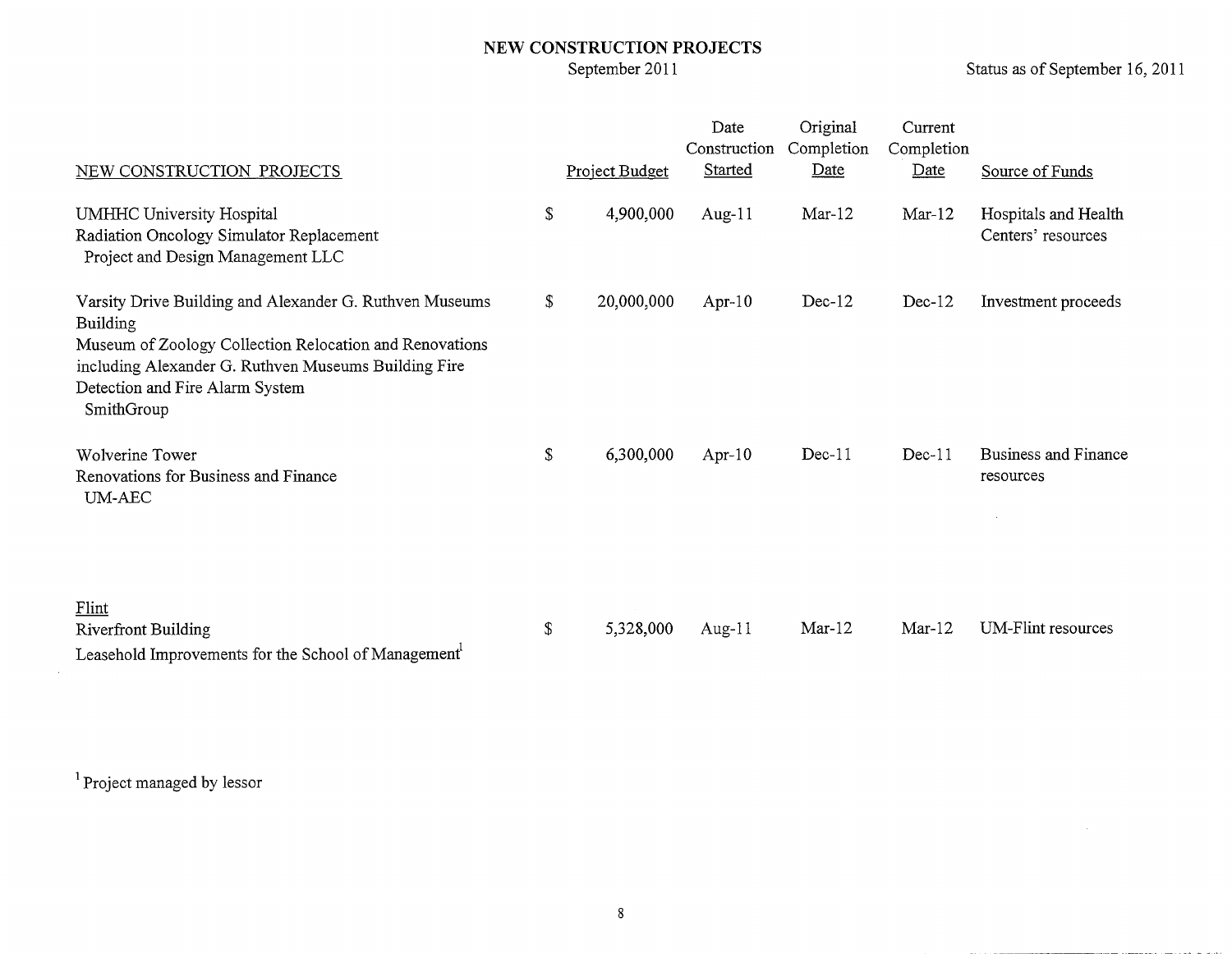# NEW CONSTRUCTION PROJECTS

September 2011

Status as of September 16, 2011

| NEW CONSTRUCTION PROJECTS | Project Budget | Date Construction Started | Original Completion Date | Current Completion Date | Source of Funds |
|---|---|---|---|---|---|
| UMHHC University Hospital<br>Radiation Oncology Simulator Replacement<br>Project and Design Management LLC | $ 4,900,000 | Aug-11 | Mar-12 | Mar-12 | Hospitals and Health Centers' resources |
| Varsity Drive Building and Alexander G. Ruthven Museums Building<br>Museum of Zoology Collection Relocation and Renovations including Alexander G. Ruthven Museums Building Fire Detection and Fire Alarm System<br>SmithGroup | $ 20,000,000 | Apr-10 | Dec-12 | Dec-12 | Investment proceeds |
| Wolverine Tower<br>Renovations for Business and Finance<br>UM-AEC | $ 6,300,000 | Apr-10 | Dec-11 | Dec-11 | Business and Finance resources |
| Flint | | | | | |
| Riverfront Building<br>Leasehold Improvements for the School of Management[1] | $ 5,328,000 | Aug-11 | Mar-12 | Mar-12 | UM-Flint resources |

[1] Project managed by lessor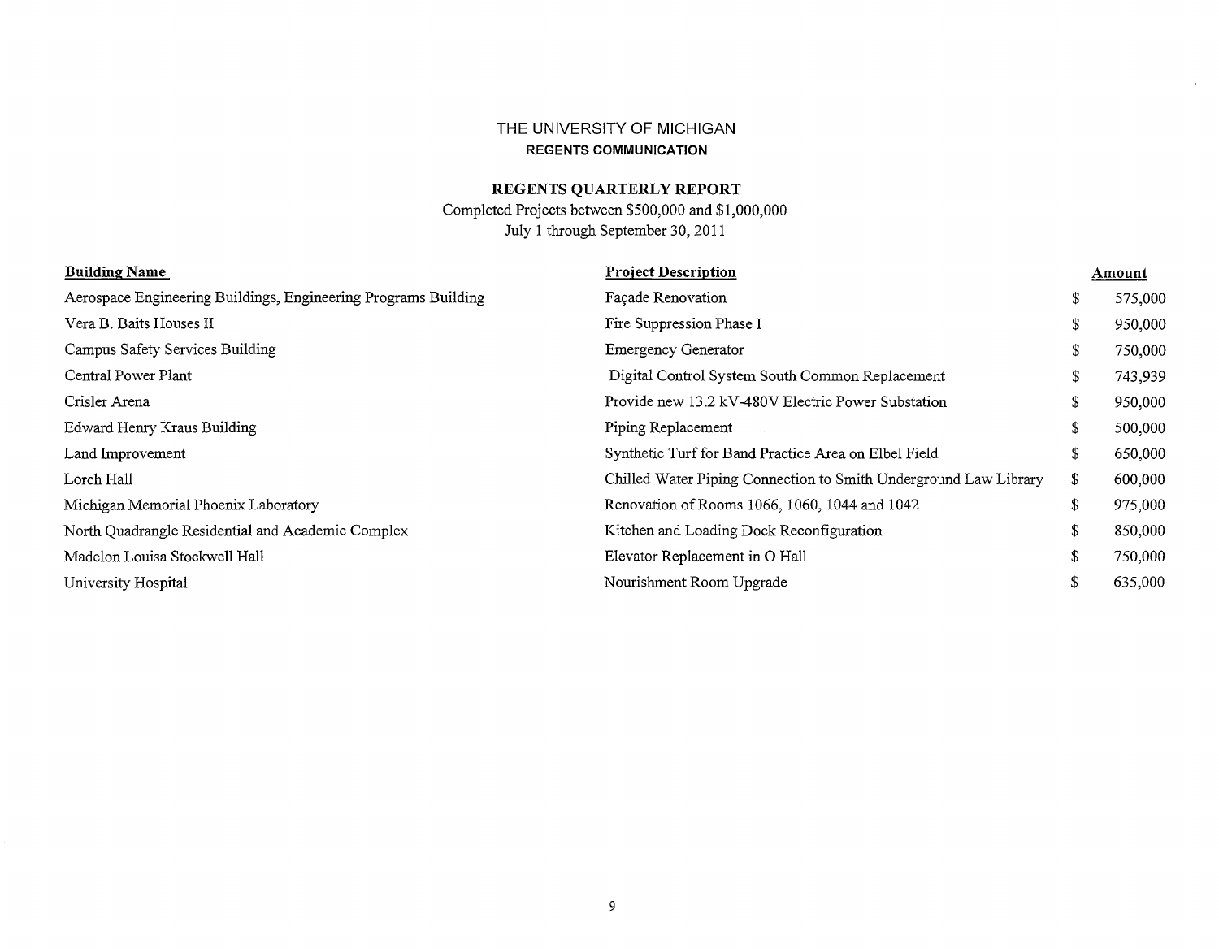# THE UNIVERSITY OF MICHIGAN

**REGENTS COMMUNICATION**

## REGENTS QUARTERLY REPORT

Completed Projects between $500,000 and $1,000,000

July 1 through September 30, 2011

| Building Name | Project Description | Amount |
|---|---|---|
| Aerospace Engineering Buildings, Engineering Programs Building | Façade Renovation | $ 575,000 |
| Vera B. Baits Houses II | Fire Suppression Phase I | $ 950,000 |
| Campus Safety Services Building | Emergency Generator | $ 750,000 |
| Central Power Plant | Digital Control System South Common Replacement | $ 743,939 |
| Crisler Arena | Provide new 13.2 kV-480V Electric Power Substation | $ 950,000 |
| Edward Henry Kraus Building | Piping Replacement | $ 500,000 |
| Land Improvement | Synthetic Turf for Band Practice Area on Elbel Field | $ 650,000 |
| Lorch Hall | Chilled Water Piping Connection to Smith Underground Law Library | $ 600,000 |
| Michigan Memorial Phoenix Laboratory | Renovation of Rooms 1066, 1060, 1044 and 1042 | $ 975,000 |
| North Quadrangle Residential and Academic Complex | Kitchen and Loading Dock Reconfiguration | $ 850,000 |
| Madelon Louisa Stockwell Hall | Elevator Replacement in O Hall | $ 750,000 |
| University Hospital | Nourishment Room Upgrade | $ 635,000 |